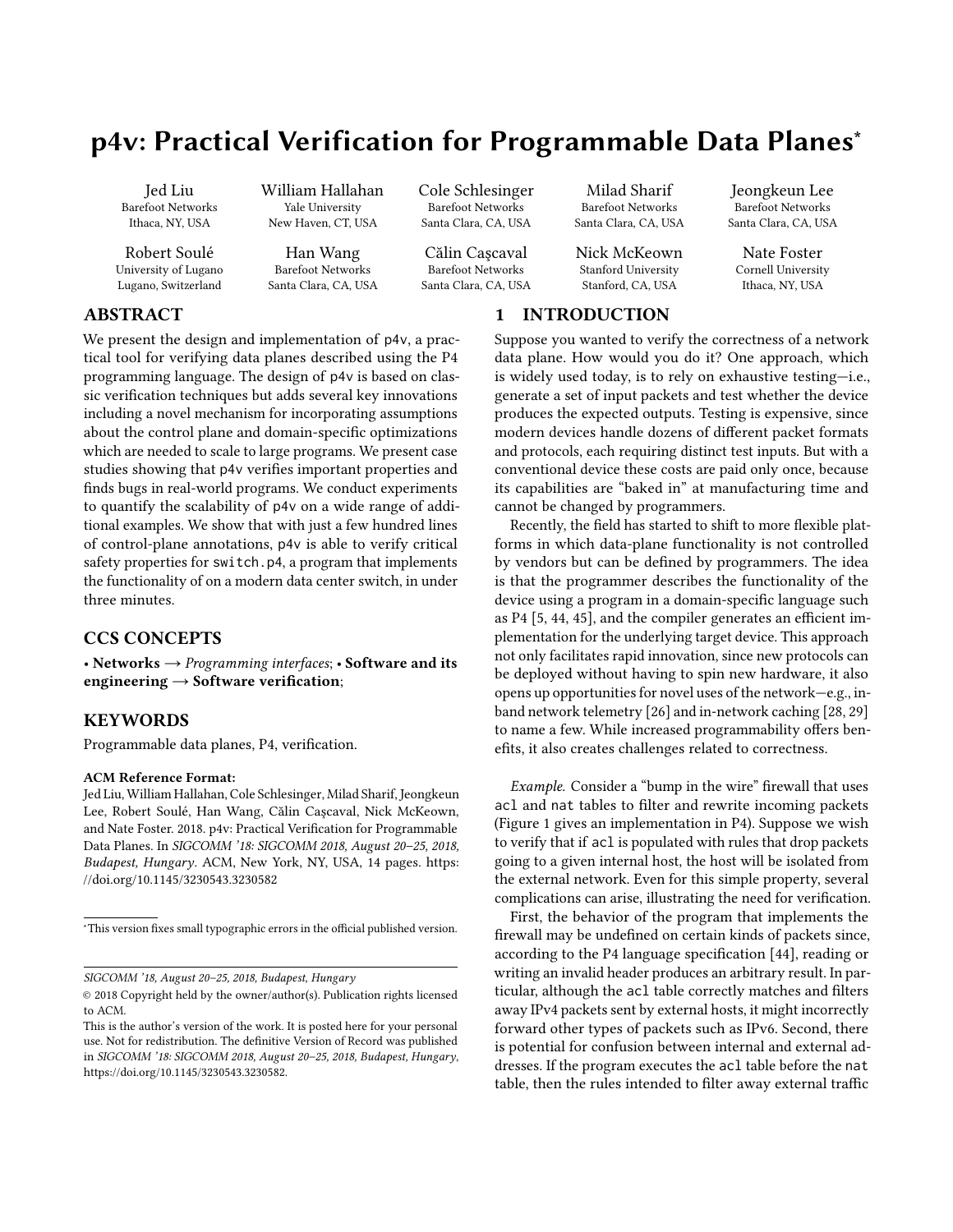# p4v: Practical Verification for Programmable Data Planes*

Jed Liu
Barefoot Networks
Ithaca, NY, USA

William Hallahan
Yale University
New Haven, CT, USA

Cole Schlesinger
Barefoot Networks
Santa Clara, CA, USA

Milad Sharif
Barefoot Networks
Santa Clara, CA, USA

Jeongkeun Lee
Barefoot Networks
Santa Clara, CA, USA

Robert Soulé
University of Lugano
Lugano, Switzerland

Han Wang
Barefoot Networks
Santa Clara, CA, USA

Călin Caşcaval
Barefoot Networks
Santa Clara, CA, USA

Nick McKeown
Stanford University
Stanford, CA, USA

Nate Foster
Cornell University
Ithaca, NY, USA

## ABSTRACT

We present the design and implementation of p4v, a practical tool for verifying data planes described using the P4 programming language. The design of p4v is based on classic verification techniques but adds several key innovations including a novel mechanism for incorporating assumptions about the control plane and domain-specific optimizations which are needed to scale to large programs. We present case studies showing that p4v verifies important properties and finds bugs in real-world programs. We conduct experiments to quantify the scalability of p4v on a wide range of additional examples. We show that with just a few hundred lines of control-plane annotations, p4v is able to verify critical safety properties for switch.p4, a program that implements the functionality of on a modern data center switch, in under three minutes.

## CCS CONCEPTS

• **Networks** → *Programming interfaces*; • **Software and its engineering** → **Software verification**;

## KEYWORDS

Programmable data planes, P4, verification.

**ACM Reference Format:**
Jed Liu, William Hallahan, Cole Schlesinger, Milad Sharif, Jeongkeun Lee, Robert Soulé, Han Wang, Călin Caşcaval, Nick McKeown, and Nate Foster. 2018. p4v: Practical Verification for Programmable Data Planes. In *SIGCOMM '18: SIGCOMM 2018, August 20–25, 2018, Budapest, Hungary*. ACM, New York, NY, USA, 14 pages. https://doi.org/10.1145/3230543.3230582

*This version fixes small typographic errors in the official published version.

*SIGCOMM '18, August 20–25, 2018, Budapest, Hungary*
© 2018 Copyright held by the owner/author(s). Publication rights licensed to ACM.
This is the author's version of the work. It is posted here for your personal use. Not for redistribution. The definitive Version of Record was published in *SIGCOMM '18: SIGCOMM 2018, August 20–25, 2018, Budapest, Hungary*, https://doi.org/10.1145/3230543.3230582.

## 1 INTRODUCTION

Suppose you wanted to verify the correctness of a network data plane. How would you do it? One approach, which is widely used today, is to rely on exhaustive testing—i.e., generate a set of input packets and test whether the device produces the expected outputs. Testing is expensive, since modern devices handle dozens of different packet formats and protocols, each requiring distinct test inputs. But with a conventional device these costs are paid only once, because its capabilities are "baked in" at manufacturing time and cannot be changed by programmers.

Recently, the field has started to shift to more flexible platforms in which data-plane functionality is not controlled by vendors but can be defined by programmers. The idea is that the programmer describes the functionality of the device using a program in a domain-specific language such as P4 [5, 44, 45], and the compiler generates an efficient implementation for the underlying target device. This approach not only facilitates rapid innovation, since new protocols can be deployed without having to spin new hardware, it also opens up opportunities for novel uses of the network—e.g., in-band network telemetry [26] and in-network caching [28, 29] to name a few. While increased programmability offers benefits, it also creates challenges related to correctness.

*Example.* Consider a "bump in the wire" firewall that uses acl and nat tables to filter and rewrite incoming packets (Figure 1 gives an implementation in P4). Suppose we wish to verify that if acl is populated with rules that drop packets going to a given internal host, the host will be isolated from the external network. Even for this simple property, several complications can arise, illustrating the need for verification.

First, the behavior of the program that implements the firewall may be undefined on certain kinds of packets since, according to the P4 language specification [44], reading or writing an invalid header produces an arbitrary result. In particular, although the acl table correctly matches and filters away IPv4 packets sent by external hosts, it might incorrectly forward other types of packets such as IPv6. Second, there is potential for confusion between internal and external addresses. If the program executes the acl table before the nat table, then the rules intended to filter away external traffic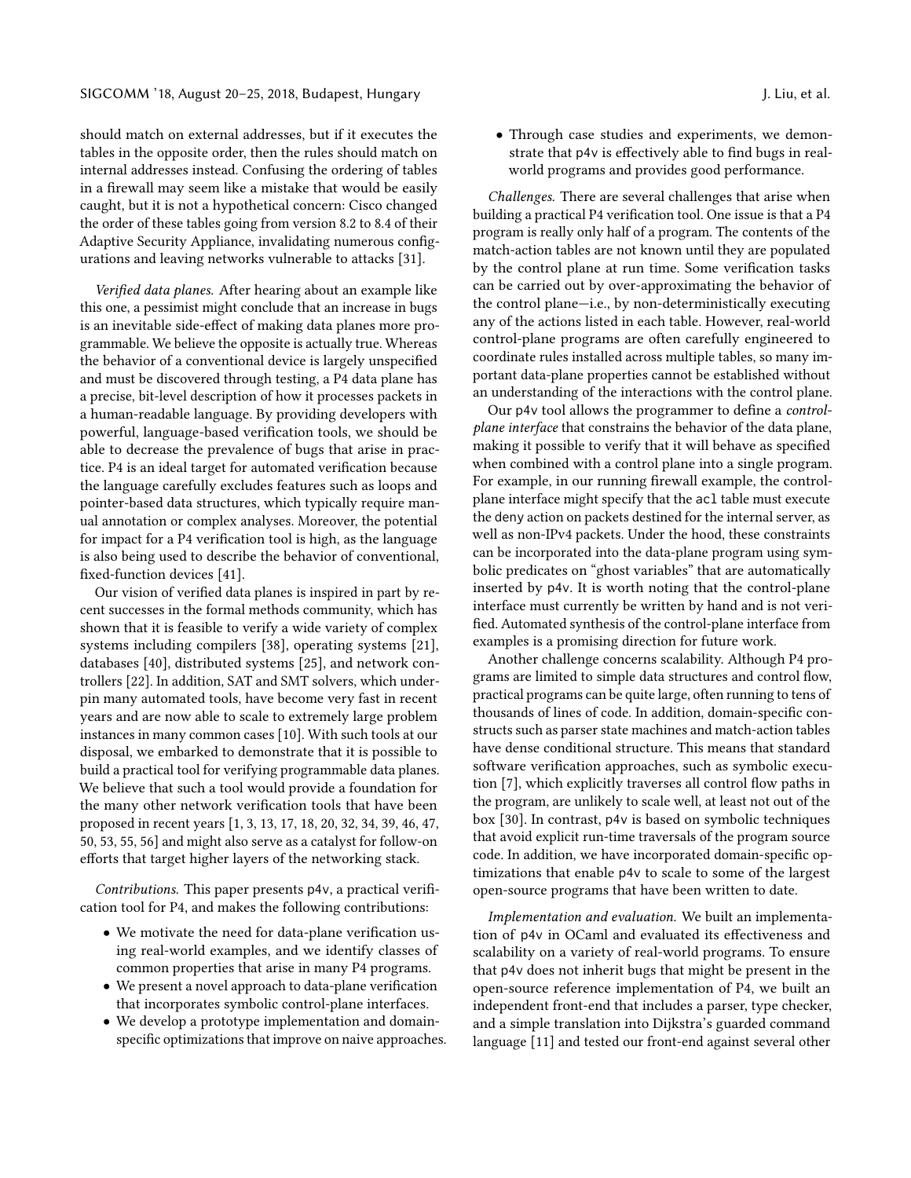should match on external addresses, but if it executes the tables in the opposite order, then the rules should match on internal addresses instead. Confusing the ordering of tables in a firewall may seem like a mistake that would be easily caught, but it is not a hypothetical concern: Cisco changed the order of these tables going from version 8.2 to 8.4 of their Adaptive Security Appliance, invalidating numerous configurations and leaving networks vulnerable to attacks [31].

*Verified data planes.* After hearing about an example like this one, a pessimist might conclude that an increase in bugs is an inevitable side-effect of making data planes more programmable. We believe the opposite is actually true. Whereas the behavior of a conventional device is largely unspecified and must be discovered through testing, a P4 data plane has a precise, bit-level description of how it processes packets in a human-readable language. By providing developers with powerful, language-based verification tools, we should be able to decrease the prevalence of bugs that arise in practice. P4 is an ideal target for automated verification because the language carefully excludes features such as loops and pointer-based data structures, which typically require manual annotation or complex analyses. Moreover, the potential for impact for a P4 verification tool is high, as the language is also being used to describe the behavior of conventional, fixed-function devices [41].

Our vision of verified data planes is inspired in part by recent successes in the formal methods community, which has shown that it is feasible to verify a wide variety of complex systems including compilers [38], operating systems [21], databases [40], distributed systems [25], and network controllers [22]. In addition, SAT and SMT solvers, which underpin many automated tools, have become very fast in recent years and are now able to scale to extremely large problem instances in many common cases [10]. With such tools at our disposal, we embarked to demonstrate that it is possible to build a practical tool for verifying programmable data planes. We believe that such a tool would provide a foundation for the many other network verification tools that have been proposed in recent years [1, 3, 13, 17, 18, 20, 32, 34, 39, 46, 47, 50, 53, 55, 56] and might also serve as a catalyst for follow-on efforts that target higher layers of the networking stack.

*Contributions.* This paper presents p4v, a practical verification tool for P4, and makes the following contributions:

- We motivate the need for data-plane verification using real-world examples, and we identify classes of common properties that arise in many P4 programs.
- We present a novel approach to data-plane verification that incorporates symbolic control-plane interfaces.
- We develop a prototype implementation and domain-specific optimizations that improve on naive approaches.
- Through case studies and experiments, we demonstrate that p4v is effectively able to find bugs in real-world programs and provides good performance.

*Challenges.* There are several challenges that arise when building a practical P4 verification tool. One issue is that a P4 program is really only half of a program. The contents of the match-action tables are not known until they are populated by the control plane at run time. Some verification tasks can be carried out by over-approximating the behavior of the control plane—i.e., by non-deterministically executing any of the actions listed in each table. However, real-world control-plane programs are often carefully engineered to coordinate rules installed across multiple tables, so many important data-plane properties cannot be established without an understanding of the interactions with the control plane.

Our p4v tool allows the programmer to define a *control-plane interface* that constrains the behavior of the data plane, making it possible to verify that it will behave as specified when combined with a control plane into a single program. For example, in our running firewall example, the control-plane interface might specify that the `acl` table must execute the deny action on packets destined for the internal server, as well as non-IPv4 packets. Under the hood, these constraints can be incorporated into the data-plane program using symbolic predicates on "ghost variables" that are automatically inserted by p4v. It is worth noting that the control-plane interface must currently be written by hand and is not verified. Automated synthesis of the control-plane interface from examples is a promising direction for future work.

Another challenge concerns scalability. Although P4 programs are limited to simple data structures and control flow, practical programs can be quite large, often running to tens of thousands of lines of code. In addition, domain-specific constructs such as parser state machines and match-action tables have dense conditional structure. This means that standard software verification approaches, such as symbolic execution [7], which explicitly traverses all control flow paths in the program, are unlikely to scale well, at least not out of the box [30]. In contrast, p4v is based on symbolic techniques that avoid explicit run-time traversals of the program source code. In addition, we have incorporated domain-specific optimizations that enable p4v to scale to some of the largest open-source programs that have been written to date.

*Implementation and evaluation.* We built an implementation of p4v in OCaml and evaluated its effectiveness and scalability on a variety of real-world programs. To ensure that p4v does not inherit bugs that might be present in the open-source reference implementation of P4, we built an independent front-end that includes a parser, type checker, and a simple translation into Dijkstra's guarded command language [11] and tested our front-end against several other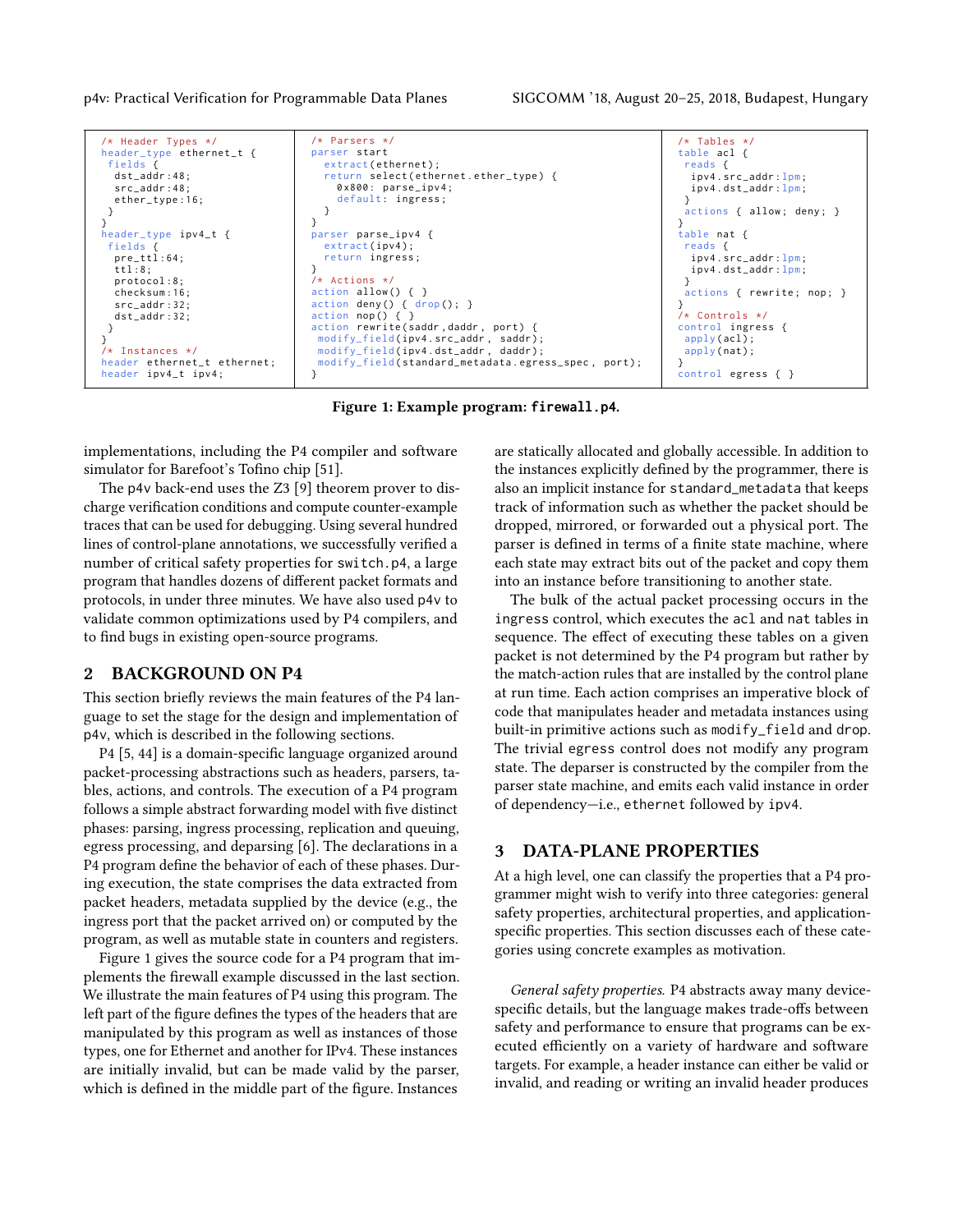```
/* Header Types */
header_type ethernet_t {
 fields {
  dst_addr:48;
  src_addr:48;
  ether_type:16;
 }
}
header_type ipv4_t {
 fields {
  pre_ttl:64;
  ttl:8;
  protocol:8;
  checksum:16;
  src_addr:32;
  dst_addr:32;
 }
}
/* Instances */
header ethernet_t ethernet;
header ipv4_t ipv4;
```

```
/* Parsers */
parser start
  extract(ethernet);
  return select(ethernet.ether_type) {
    0x800: parse_ipv4;
    default: ingress;
  }
}
parser parse_ipv4 {
  extract(ipv4);
  return ingress;
}
/* Actions */
action allow() { }
action deny() { drop(); }
action nop() { }
action rewrite(saddr,daddr, port) {
 modify_field(ipv4.src_addr, saddr);
 modify_field(ipv4.dst_addr, daddr);
 modify_field(standard_metadata.egress_spec, port);
}
```

```
/* Tables */
table acl {
 reads {
  ipv4.src_addr:lpm;
  ipv4.dst_addr:lpm;
 }
 actions { allow; deny; }
}
table nat {
 reads {
  ipv4.src_addr:lpm;
  ipv4.dst_addr:lpm;
 }
 actions { rewrite; nop; }
}
/* Controls */
control ingress {
 apply(acl);
 apply(nat);
}
control egress { }
```

**Figure 1: Example program: `firewall.p4`.**

implementations, including the P4 compiler and software simulator for Barefoot's Tofino chip [51].

The p4v back-end uses the Z3 [9] theorem prover to discharge verification conditions and compute counter-example traces that can be used for debugging. Using several hundred lines of control-plane annotations, we successfully verified a number of critical safety properties for switch.p4, a large program that handles dozens of different packet formats and protocols, in under three minutes. We have also used p4v to validate common optimizations used by P4 compilers, and to find bugs in existing open-source programs.

## 2 BACKGROUND ON P4

This section briefly reviews the main features of the P4 language to set the stage for the design and implementation of p4v, which is described in the following sections.

P4 [5, 44] is a domain-specific language organized around packet-processing abstractions such as headers, parsers, tables, actions, and controls. The execution of a P4 program follows a simple abstract forwarding model with five distinct phases: parsing, ingress processing, replication and queuing, egress processing, and deparsing [6]. The declarations in a P4 program define the behavior of each of these phases. During execution, the state comprises the data extracted from packet headers, metadata supplied by the device (e.g., the ingress port that the packet arrived on) or computed by the program, as well as mutable state in counters and registers.

Figure 1 gives the source code for a P4 program that implements the firewall example discussed in the last section. We illustrate the main features of P4 using this program. The left part of the figure defines the types of the headers that are manipulated by this program as well as instances of those types, one for Ethernet and another for IPv4. These instances are initially invalid, but can be made valid by the parser, which is defined in the middle part of the figure. Instances are statically allocated and globally accessible. In addition to the instances explicitly defined by the programmer, there is also an implicit instance for standard_metadata that keeps track of information such as whether the packet should be dropped, mirrored, or forwarded out a physical port. The parser is defined in terms of a finite state machine, where each state may extract bits out of the packet and copy them into an instance before transitioning to another state.

The bulk of the actual packet processing occurs in the ingress control, which executes the acl and nat tables in sequence. The effect of executing these tables on a given packet is not determined by the P4 program but rather by the match-action rules that are installed by the control plane at run time. Each action comprises an imperative block of code that manipulates header and metadata instances using built-in primitive actions such as modify_field and drop. The trivial egress control does not modify any program state. The deparser is constructed by the compiler from the parser state machine, and emits each valid instance in order of dependency—i.e., ethernet followed by ipv4.

## 3 DATA-PLANE PROPERTIES

At a high level, one can classify the properties that a P4 programmer might wish to verify into three categories: general safety properties, architectural properties, and application-specific properties. This section discusses each of these categories using concrete examples as motivation.

*General safety properties.* P4 abstracts away many device-specific details, but the language makes trade-offs between safety and performance to ensure that programs can be executed efficiently on a variety of hardware and software targets. For example, a header instance can either be valid or invalid, and reading or writing an invalid header produces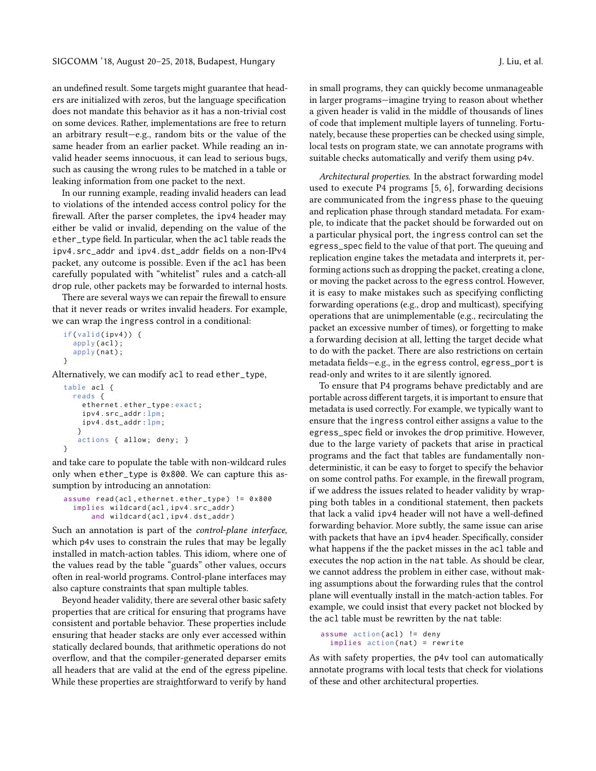an undefined result. Some targets might guarantee that headers are initialized with zeros, but the language specification does not mandate this behavior as it has a non-trivial cost on some devices. Rather, implementations are free to return an arbitrary result—e.g., random bits or the value of the same header from an earlier packet. While reading an invalid header seems innocuous, it can lead to serious bugs, such as causing the wrong rules to be matched in a table or leaking information from one packet to the next.

In our running example, reading invalid headers can lead to violations of the intended access control policy for the firewall. After the parser completes, the `ipv4` header may either be valid or invalid, depending on the value of the `ether_type` field. In particular, when the `acl` table reads the `ipv4.src_addr` and `ipv4.dst_addr` fields on a non-IPv4 packet, any outcome is possible. Even if the `acl` has been carefully populated with "whitelist" rules and a catch-all `drop` rule, other packets may be forwarded to internal hosts.

There are several ways we can repair the firewall to ensure that it never reads or writes invalid headers. For example, we can wrap the `ingress` control in a conditional:

```
if(valid(ipv4)) {
  apply(acl);
  apply(nat);
}
```

Alternatively, we can modify `acl` to read `ether_type`,

```
table acl {
  reads {
    ethernet.ether_type:exact;
    ipv4.src_addr:lpm;
    ipv4.dst_addr:lpm;
  }
  actions { allow; deny; }
}
```

and take care to populate the table with non-wildcard rules only when `ether_type` is `0x800`. We can capture this assumption by introducing an annotation:

```
assume read(acl,ethernet.ether_type) != 0x800
  implies wildcard(acl,ipv4.src_addr)
     and wildcard(acl,ipv4.dst_addr)
```

Such an annotation is part of the *control-plane interface*, which p4v uses to constrain the rules that may be legally installed in match-action tables. This idiom, where one of the values read by the table "guards" other values, occurs often in real-world programs. Control-plane interfaces may also capture constraints that span multiple tables.

Beyond header validity, there are several other basic safety properties that are critical for ensuring that programs have consistent and portable behavior. These properties include ensuring that header stacks are only ever accessed within statically declared bounds, that arithmetic operations do not overflow, and that the compiler-generated deparser emits all headers that are valid at the end of the egress pipeline. While these properties are straightforward to verify by hand in small programs, they can quickly become unmanageable in larger programs—imagine trying to reason about whether a given header is valid in the middle of thousands of lines of code that implement multiple layers of tunneling. Fortunately, because these properties can be checked using simple, local tests on program state, we can annotate programs with suitable checks automatically and verify them using p4v.

*Architectural properties.* In the abstract forwarding model used to execute P4 programs [5, 6], forwarding decisions are communicated from the `ingress` phase to the queuing and replication phase through standard metadata. For example, to indicate that the packet should be forwarded out on a particular physical port, the `ingress` control can set the `egress_spec` field to the value of that port. The queuing and replication engine takes the metadata and interprets it, performing actions such as dropping the packet, creating a clone, or moving the packet across to the `egress` control. However, it is easy to make mistakes such as specifying conflicting forwarding operations (e.g., drop and multicast), specifying operations that are unimplementable (e.g., recirculating the packet an excessive number of times), or forgetting to make a forwarding decision at all, letting the target decide what to do with the packet. There are also restrictions on certain metadata fields—e.g., in the `egress` control, `egress_port` is read-only and writes to it are silently ignored.

To ensure that P4 programs behave predictably and are portable across different targets, it is important to ensure that metadata is used correctly. For example, we typically want to ensure that the `ingress` control either assigns a value to the `egress_spec` field or invokes the `drop` primitive. However, due to the large variety of packets that arise in practical programs and the fact that tables are fundamentally nondeterministic, it can be easy to forget to specify the behavior on some control paths. For example, in the firewall program, if we address the issues related to header validity by wrapping both tables in a conditional statement, then packets that lack a valid `ipv4` header will not have a well-defined forwarding behavior. More subtly, the same issue can arise with packets that have an `ipv4` header. Specifically, consider what happens if the the packet misses in the `acl` table and executes the `nop` action in the `nat` table. As should be clear, we cannot address the problem in either case, without making assumptions about the forwarding rules that the control plane will eventually install in the match-action tables. For example, we could insist that every packet not blocked by the `acl` table must be rewritten by the `nat` table:

```
assume action(acl) != deny
  implies action(nat) = rewrite
```

As with safety properties, the p4v tool can automatically annotate programs with local tests that check for violations of these and other architectural properties.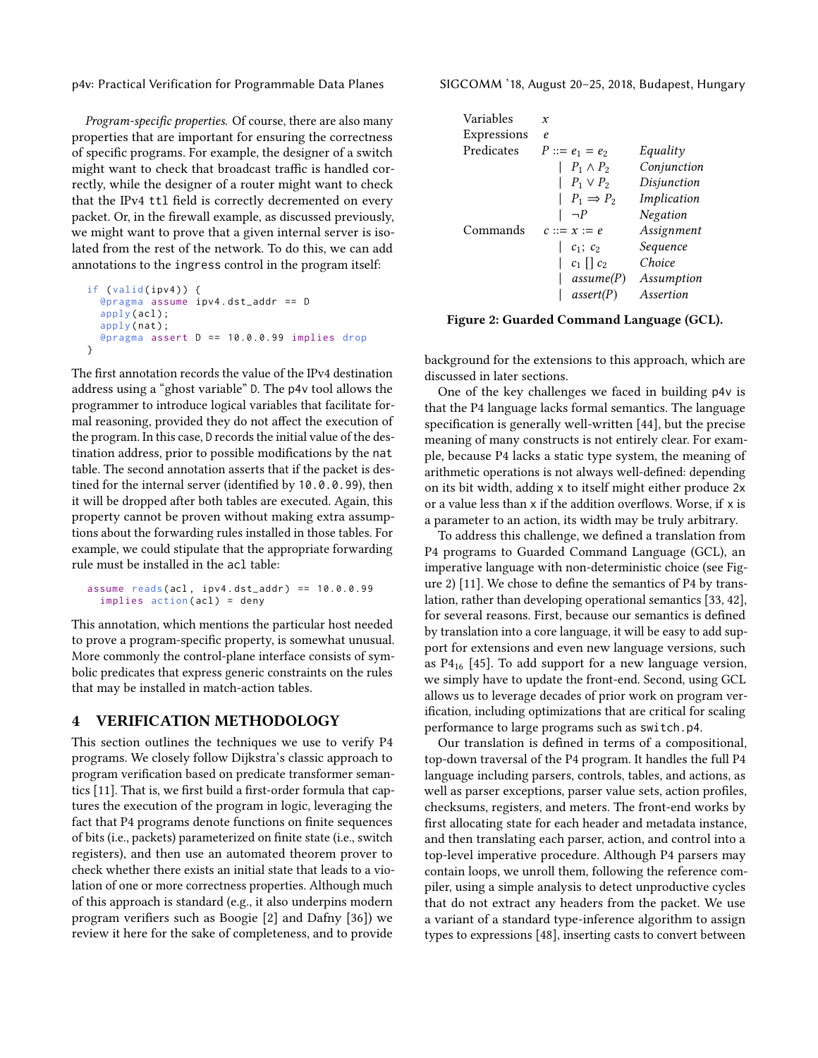*Program-specific properties.* Of course, there are also many properties that are important for ensuring the correctness of specific programs. For example, the designer of a switch might want to check that broadcast traffic is handled correctly, while the designer of a router might want to check that the IPv4 `ttl` field is correctly decremented on every packet. Or, in the firewall example, as discussed previously, we might want to prove that a given internal server is isolated from the rest of the network. To do this, we can add annotations to the `ingress` control in the program itself:

```
if (valid(ipv4)) {
  @pragma assume ipv4.dst_addr == D
  apply(acl);
  apply(nat);
  @pragma assert D == 10.0.0.99 implies drop
}
```

The first annotation records the value of the IPv4 destination address using a "ghost variable" D. The p4v tool allows the programmer to introduce logical variables that facilitate formal reasoning, provided they do not affect the execution of the program. In this case, D records the initial value of the destination address, prior to possible modifications by the `nat` table. The second annotation asserts that if the packet is destined for the internal server (identified by `10.0.0.99`), then it will be dropped after both tables are executed. Again, this property cannot be proven without making extra assumptions about the forwarding rules installed in those tables. For example, we could stipulate that the appropriate forwarding rule must be installed in the `acl` table:

```
assume reads(acl, ipv4.dst_addr) == 10.0.0.99
  implies action(acl) = deny
```

This annotation, which mentions the particular host needed to prove a program-specific property, is somewhat unusual. More commonly the control-plane interface consists of symbolic predicates that express generic constraints on the rules that may be installed in match-action tables.

## 4 VERIFICATION METHODOLOGY

This section outlines the techniques we use to verify P4 programs. We closely follow Dijkstra's classic approach to program verification based on predicate transformer semantics [11]. That is, we first build a first-order formula that captures the execution of the program in logic, leveraging the fact that P4 programs denote functions on finite sequences of bits (i.e., packets) parameterized on finite state (i.e., switch registers), and then use an automated theorem prover to check whether there exists an initial state that leads to a violation of one or more correctness properties. Although much of this approach is standard (e.g., it also underpins modern program verifiers such as Boogie [2] and Dafny [36]) we review it here for the sake of completeness, and to provide background for the extensions to this approach, which are discussed in later sections.

| | | |
|---|---|---|
| Variables | $x$ | |
| Expressions | $e$ | |
| Predicates | $P ::= e_1 = e_2$ | *Equality* |
| | $\mid\ P_1 \wedge P_2$ | *Conjunction* |
| | $\mid\ P_1 \vee P_2$ | *Disjunction* |
| | $\mid\ P_1 \Rightarrow P_2$ | *Implication* |
| | $\mid\ \neg P$ | *Negation* |
| Commands | $c ::= x := e$ | *Assignment* |
| | $\mid\ c_1;\ c_2$ | *Sequence* |
| | $\mid\ c_1\ [\,]\ c_2$ | *Choice* |
| | $\mid\ assume(P)$ | *Assumption* |
| | $\mid\ assert(P)$ | *Assertion* |

**Figure 2: Guarded Command Language (GCL).**

One of the key challenges we faced in building p4v is that the P4 language lacks formal semantics. The language specification is generally well-written [44], but the precise meaning of many constructs is not entirely clear. For example, because P4 lacks a static type system, the meaning of arithmetic operations is not always well-defined: depending on its bit width, adding `x` to itself might either produce `2x` or a value less than `x` if the addition overflows. Worse, if `x` is a parameter to an action, its width may be truly arbitrary.

To address this challenge, we defined a translation from P4 programs to Guarded Command Language (GCL), an imperative language with non-deterministic choice (see Figure 2) [11]. We chose to define the semantics of P4 by translation, rather than developing operational semantics [33, 42], for several reasons. First, because our semantics is defined by translation into a core language, it will be easy to add support for extensions and even new language versions, such as $P4_{16}$ [45]. To add support for a new language version, we simply have to update the front-end. Second, using GCL allows us to leverage decades of prior work on program verification, including optimizations that are critical for scaling performance to large programs such as `switch.p4`.

Our translation is defined in terms of a compositional, top-down traversal of the P4 program. It handles the full P4 language including parsers, controls, tables, and actions, as well as parser exceptions, parser value sets, action profiles, checksums, registers, and meters. The front-end works by first allocating state for each header and metadata instance, and then translating each parser, action, and control into a top-level imperative procedure. Although P4 parsers may contain loops, we unroll them, following the reference compiler, using a simple analysis to detect unproductive cycles that do not extract any headers from the packet. We use a variant of a standard type-inference algorithm to assign types to expressions [48], inserting casts to convert between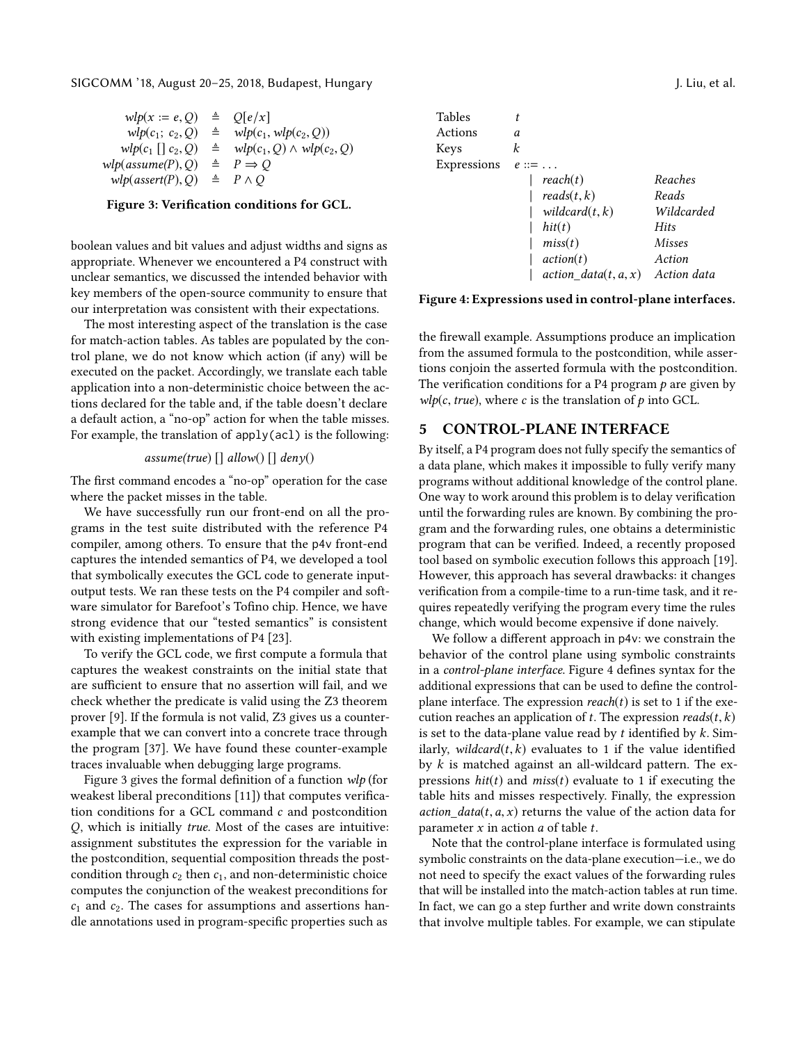$$
\begin{aligned}
wlp(x := e, Q) &\triangleq Q[e/x] \\
wlp(c_1;\ c_2, Q) &\triangleq wlp(c_1, wlp(c_2, Q)) \\
wlp(c_1\ []\ c_2, Q) &\triangleq wlp(c_1, Q) \wedge wlp(c_2, Q) \\
wlp(assume(P), Q) &\triangleq P \Rightarrow Q \\
wlp(assert(P), Q) &\triangleq P \wedge Q
\end{aligned}
$$

**Figure 3: Verification conditions for GCL.**

boolean values and bit values and adjust widths and signs as appropriate. Whenever we encountered a P4 construct with unclear semantics, we discussed the intended behavior with key members of the open-source community to ensure that our interpretation was consistent with their expectations.

The most interesting aspect of the translation is the case for match-action tables. As tables are populated by the control plane, we do not know which action (if any) will be executed on the packet. Accordingly, we translate each table application into a non-deterministic choice between the actions declared for the table and, if the table doesn't declare a default action, a "no-op" action for when the table misses. For example, the translation of `apply(acl)` is the following:

$$assume(true)\ []\ allow()\ []\ deny()$$

The first command encodes a "no-op" operation for the case where the packet misses in the table.

We have successfully run our front-end on all the programs in the test suite distributed with the reference P4 compiler, among others. To ensure that the p4v front-end captures the intended semantics of P4, we developed a tool that symbolically executes the GCL code to generate input-output tests. We ran these tests on the P4 compiler and software simulator for Barefoot's Tofino chip. Hence, we have strong evidence that our "tested semantics" is consistent with existing implementations of P4 [23].

To verify the GCL code, we first compute a formula that captures the weakest constraints on the initial state that are sufficient to ensure that no assertion will fail, and we check whether the predicate is valid using the Z3 theorem prover [9]. If the formula is not valid, Z3 gives us a counter-example that we can convert into a concrete trace through the program [37]. We have found these counter-example traces invaluable when debugging large programs.

Figure 3 gives the formal definition of a function *wlp* (for weakest liberal preconditions [11]) that computes verification conditions for a GCL command $c$ and postcondition $Q$, which is initially *true*. Most of the cases are intuitive: assignment substitutes the expression for the variable in the postcondition, sequential composition threads the postcondition through $c_2$ then $c_1$, and non-deterministic choice computes the conjunction of the weakest preconditions for $c_1$ and $c_2$. The cases for assumptions and assertions handle annotations used in program-specific properties such as the firewall example. Assumptions produce an implication from the assumed formula to the postcondition, while assertions conjoin the asserted formula with the postcondition. The verification conditions for a P4 program $p$ are given by $wlp(c, true)$, where $c$ is the translation of $p$ into GCL.

| | | |
|---|---|---|
| Tables | $t$ | |
| Actions | $a$ | |
| Keys | $k$ | |
| Expressions | $e ::= \ldots$ | |
| | $\mid\ reach(t)$ | *Reaches* |
| | $\mid\ reads(t, k)$ | *Reads* |
| | $\mid\ wildcard(t, k)$ | *Wildcarded* |
| | $\mid\ hit(t)$ | *Hits* |
| | $\mid\ miss(t)$ | *Misses* |
| | $\mid\ action(t)$ | *Action* |
| | $\mid\ action\_data(t, a, x)$ | *Action data* |

**Figure 4: Expressions used in control-plane interfaces.**

## 5 CONTROL-PLANE INTERFACE

By itself, a P4 program does not fully specify the semantics of a data plane, which makes it impossible to fully verify many programs without additional knowledge of the control plane. One way to work around this problem is to delay verification until the forwarding rules are known. By combining the program and the forwarding rules, one obtains a deterministic program that can be verified. Indeed, a recently proposed tool based on symbolic execution follows this approach [19]. However, this approach has several drawbacks: it changes verification from a compile-time to a run-time task, and it requires repeatedly verifying the program every time the rules change, which would become expensive if done naively.

We follow a different approach in p4v: we constrain the behavior of the control plane using symbolic constraints in a *control-plane interface*. Figure 4 defines syntax for the additional expressions that can be used to define the control-plane interface. The expression $reach(t)$ is set to 1 if the execution reaches an application of $t$. The expression $reads(t, k)$ is set to the data-plane value read by $t$ identified by $k$. Similarly, $wildcard(t, k)$ evaluates to 1 if the value identified by $k$ is matched against an all-wildcard pattern. The expressions $hit(t)$ and $miss(t)$ evaluate to 1 if executing the table hits and misses respectively. Finally, the expression $action\_data(t, a, x)$ returns the value of the action data for parameter $x$ in action $a$ of table $t$.

Note that the control-plane interface is formulated using symbolic constraints on the data-plane execution—i.e., we do not need to specify the exact values of the forwarding rules that will be installed into the match-action tables at run time. In fact, we can go a step further and write down constraints that involve multiple tables. For example, we can stipulate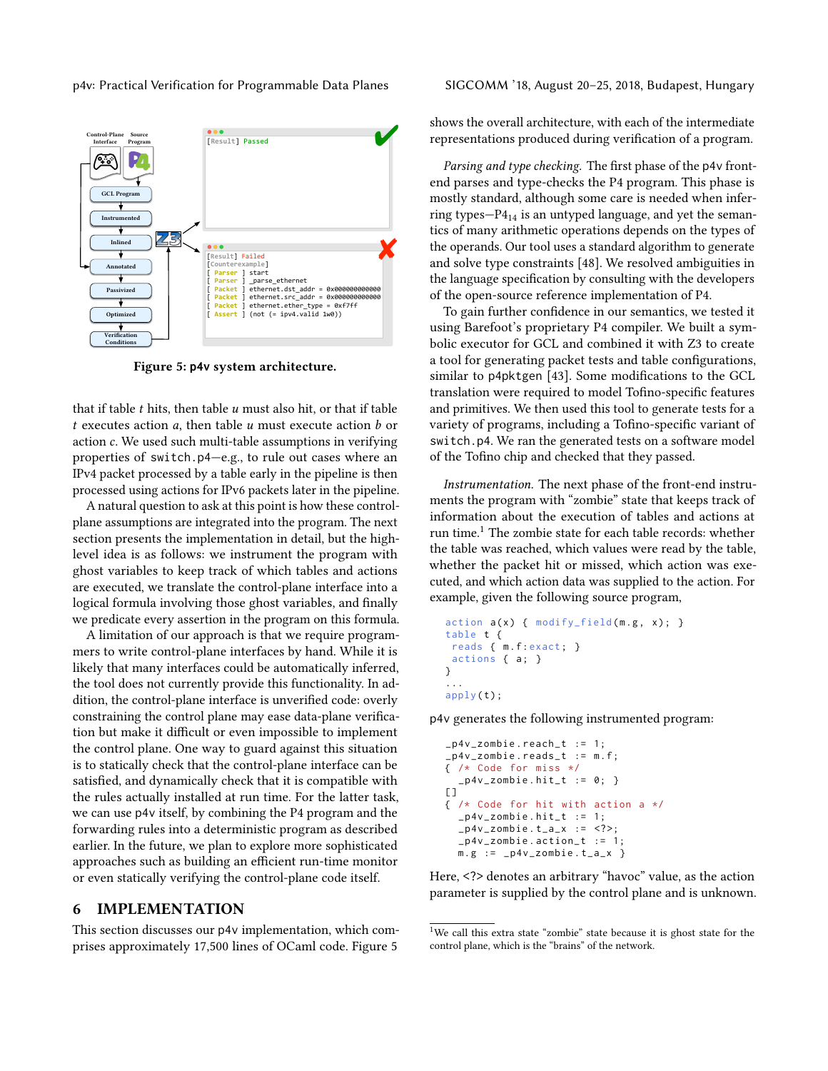Figure 5: p4v system architecture.

that if table $t$ hits, then table $u$ must also hit, or that if table $t$ executes action $a$, then table $u$ must execute action $b$ or action $c$. We used such multi-table assumptions in verifying properties of switch.p4—e.g., to rule out cases where an IPv4 packet processed by a table early in the pipeline is then processed using actions for IPv6 packets later in the pipeline.

A natural question to ask at this point is how these control-plane assumptions are integrated into the program. The next section presents the implementation in detail, but the high-level idea is as follows: we instrument the program with ghost variables to keep track of which tables and actions are executed, we translate the control-plane interface into a logical formula involving those ghost variables, and finally we predicate every assertion in the program on this formula.

A limitation of our approach is that we require programmers to write control-plane interfaces by hand. While it is likely that many interfaces could be automatically inferred, the tool does not currently provide this functionality. In addition, the control-plane interface is unverified code: overly constraining the control plane may ease data-plane verification but make it difficult or even impossible to implement the control plane. One way to guard against this situation is to statically check that the control-plane interface can be satisfied, and dynamically check that it is compatible with the rules actually installed at run time. For the latter task, we can use p4v itself, by combining the P4 program and the forwarding rules into a deterministic program as described earlier. In the future, we plan to explore more sophisticated approaches such as building an efficient run-time monitor or even statically verifying the control-plane code itself.

## 6 IMPLEMENTATION

This section discusses our p4v implementation, which comprises approximately 17,500 lines of OCaml code. Figure 5 shows the overall architecture, with each of the intermediate representations produced during verification of a program.

*Parsing and type checking.* The first phase of the p4v front-end parses and type-checks the P4 program. This phase is mostly standard, although some care is needed when inferring types—$P4_{14}$ is an untyped language, and yet the semantics of many arithmetic operations depends on the types of the operands. Our tool uses a standard algorithm to generate and solve type constraints [48]. We resolved ambiguities in the language specification by consulting with the developers of the open-source reference implementation of P4.

To gain further confidence in our semantics, we tested it using Barefoot's proprietary P4 compiler. We built a symbolic executor for GCL and combined it with Z3 to create a tool for generating packet tests and table configurations, similar to p4pktgen [43]. Some modifications to the GCL translation were required to model Tofino-specific features and primitives. We then used this tool to generate tests for a variety of programs, including a Tofino-specific variant of switch.p4. We ran the generated tests on a software model of the Tofino chip and checked that they passed.

*Instrumentation.* The next phase of the front-end instruments the program with "zombie" state that keeps track of information about the execution of tables and actions at run time.[1] The zombie state for each table records: whether the table was reached, which values were read by the table, whether the packet hit or missed, which action was executed, and which action data was supplied to the action. For example, given the following source program,

```
action a(x) { modify_field(m.g, x); }
table t {
  reads { m.f:exact; }
  actions { a; }
}
...
apply(t);
```

p4v generates the following instrumented program:

```
_p4v_zombie.reach_t := 1;
_p4v_zombie.reads_t := m.f;
{ /* Code for miss */
  _p4v_zombie.hit_t := 0; }
[]
{ /* Code for hit with action a */
  _p4v_zombie.hit_t := 1;
  _p4v_zombie.t_a_x := <?>;
  _p4v_zombie.action_t := 1;
  m.g := _p4v_zombie.t_a_x }
```

Here, <?> denotes an arbitrary "havoc" value, as the action parameter is supplied by the control plane and is unknown.

[1] We call this extra state "zombie" state because it is ghost state for the control plane, which is the "brains" of the network.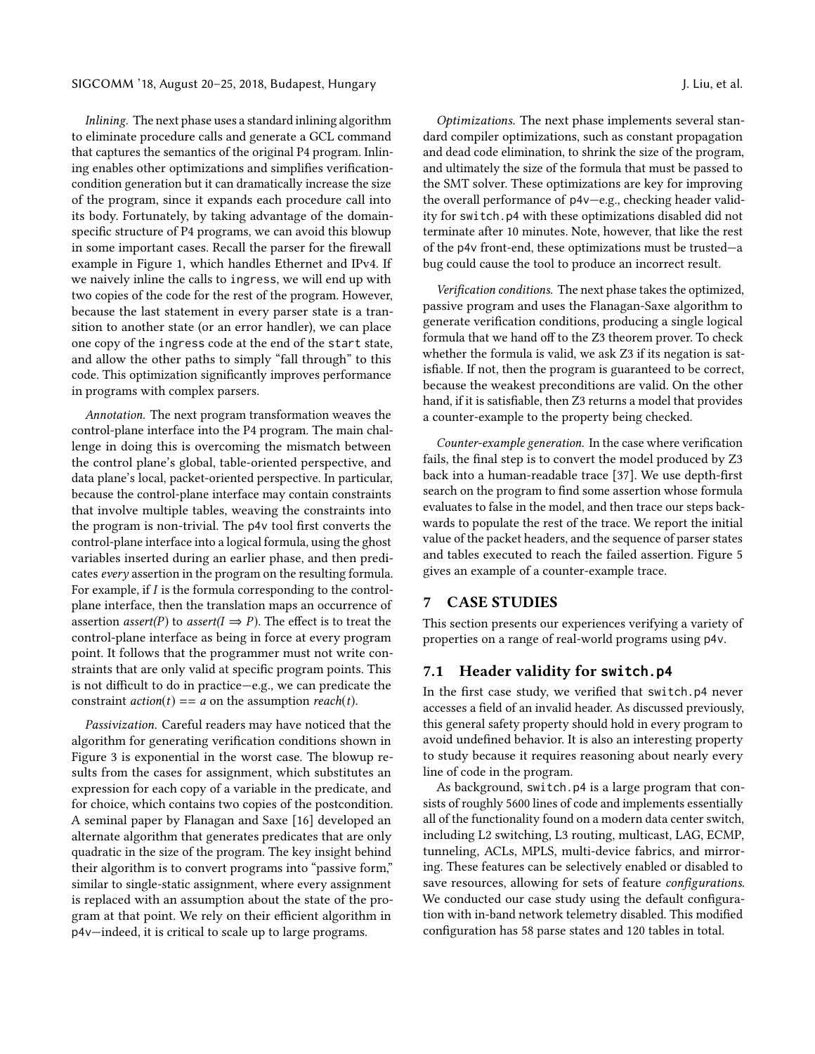*Inlining.* The next phase uses a standard inlining algorithm to eliminate procedure calls and generate a GCL command that captures the semantics of the original P4 program. Inlining enables other optimizations and simplifies verification-condition generation but it can dramatically increase the size of the program, since it expands each procedure call into its body. Fortunately, by taking advantage of the domain-specific structure of P4 programs, we can avoid this blowup in some important cases. Recall the parser for the firewall example in Figure 1, which handles Ethernet and IPv4. If we naively inline the calls to `ingress`, we will end up with two copies of the code for the rest of the program. However, because the last statement in every parser state is a transition to another state (or an error handler), we can place one copy of the `ingress` code at the end of the `start` state, and allow the other paths to simply "fall through" to this code. This optimization significantly improves performance in programs with complex parsers.

*Annotation.* The next program transformation weaves the control-plane interface into the P4 program. The main challenge in doing this is overcoming the mismatch between the control plane's global, table-oriented perspective, and data plane's local, packet-oriented perspective. In particular, because the control-plane interface may contain constraints that involve multiple tables, weaving the constraints into the program is non-trivial. The p4v tool first converts the control-plane interface into a logical formula, using the ghost variables inserted during an earlier phase, and then predicates *every* assertion in the program on the resulting formula. For example, if $I$ is the formula corresponding to the control-plane interface, then the translation maps an occurrence of assertion *assert(P)* to *assert($I \Rightarrow P$)*. The effect is to treat the control-plane interface as being in force at every program point. It follows that the programmer must not write constraints that are only valid at specific program points. This is not difficult to do in practice—e.g., we can predicate the constraint $action(t) == a$ on the assumption $reach(t)$.

*Passivization.* Careful readers may have noticed that the algorithm for generating verification conditions shown in Figure 3 is exponential in the worst case. The blowup results from the cases for assignment, which substitutes an expression for each copy of a variable in the predicate, and for choice, which contains two copies of the postcondition. A seminal paper by Flanagan and Saxe [16] developed an alternate algorithm that generates predicates that are only quadratic in the size of the program. The key insight behind their algorithm is to convert programs into "passive form," similar to single-static assignment, where every assignment is replaced with an assumption about the state of the program at that point. We rely on their efficient algorithm in p4v—indeed, it is critical to scale up to large programs.

*Optimizations.* The next phase implements several standard compiler optimizations, such as constant propagation and dead code elimination, to shrink the size of the program, and ultimately the size of the formula that must be passed to the SMT solver. These optimizations are key for improving the overall performance of p4v—e.g., checking header validity for `switch.p4` with these optimizations disabled did not terminate after 10 minutes. Note, however, that like the rest of the p4v front-end, these optimizations must be trusted—a bug could cause the tool to produce an incorrect result.

*Verification conditions.* The next phase takes the optimized, passive program and uses the Flanagan-Saxe algorithm to generate verification conditions, producing a single logical formula that we hand off to the Z3 theorem prover. To check whether the formula is valid, we ask Z3 if its negation is satisfiable. If not, then the program is guaranteed to be correct, because the weakest preconditions are valid. On the other hand, if it is satisfiable, then Z3 returns a model that provides a counter-example to the property being checked.

*Counter-example generation.* In the case where verification fails, the final step is to convert the model produced by Z3 back into a human-readable trace [37]. We use depth-first search on the program to find some assertion whose formula evaluates to false in the model, and then trace our steps backwards to populate the rest of the trace. We report the initial value of the packet headers, and the sequence of parser states and tables executed to reach the failed assertion. Figure 5 gives an example of a counter-example trace.

## 7 CASE STUDIES

This section presents our experiences verifying a variety of properties on a range of real-world programs using p4v.

### 7.1 Header validity for `switch.p4`

In the first case study, we verified that `switch.p4` never accesses a field of an invalid header. As discussed previously, this general safety property should hold in every program to avoid undefined behavior. It is also an interesting property to study because it requires reasoning about nearly every line of code in the program.

As background, `switch.p4` is a large program that consists of roughly 5600 lines of code and implements essentially all of the functionality found on a modern data center switch, including L2 switching, L3 routing, multicast, LAG, ECMP, tunneling, ACLs, MPLS, multi-device fabrics, and mirroring. These features can be selectively enabled or disabled to save resources, allowing for sets of feature *configurations*. We conducted our case study using the default configuration with in-band network telemetry disabled. This modified configuration has 58 parse states and 120 tables in total.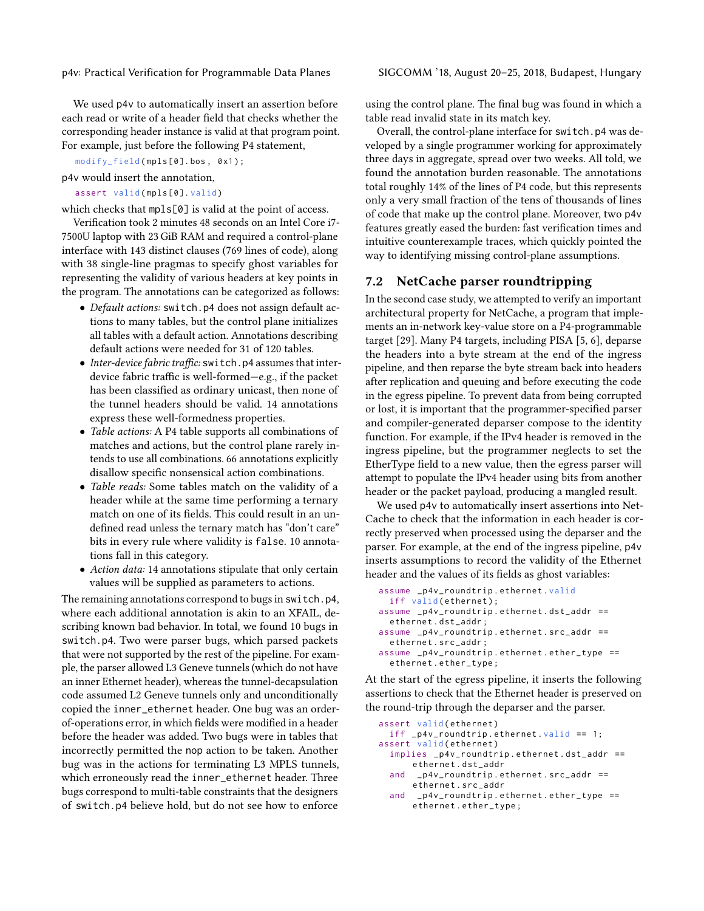We used p4v to automatically insert an assertion before each read or write of a header field that checks whether the corresponding header instance is valid at that program point. For example, just before the following P4 statement,

```
modify_field(mpls[0].bos, 0x1);
```

p4v would insert the annotation,

```
assert valid(mpls[0].valid)
```

which checks that mpls[0] is valid at the point of access.

Verification took 2 minutes 48 seconds on an Intel Core i7-7500U laptop with 23 GiB RAM and required a control-plane interface with 143 distinct clauses (769 lines of code), along with 38 single-line pragmas to specify ghost variables for representing the validity of various headers at key points in the program. The annotations can be categorized as follows:

- *Default actions:* switch.p4 does not assign default actions to many tables, but the control plane initializes all tables with a default action. Annotations describing default actions were needed for 31 of 120 tables.
- *Inter-device fabric traffic:* switch.p4 assumes that inter-device fabric traffic is well-formed—e.g., if the packet has been classified as ordinary unicast, then none of the tunnel headers should be valid. 14 annotations express these well-formedness properties.
- *Table actions:* A P4 table supports all combinations of matches and actions, but the control plane rarely intends to use all combinations. 66 annotations explicitly disallow specific nonsensical action combinations.
- *Table reads:* Some tables match on the validity of a header while at the same time performing a ternary match on one of its fields. This could result in an undefined read unless the ternary match has "don't care" bits in every rule where validity is false. 10 annotations fall in this category.
- *Action data:* 14 annotations stipulate that only certain values will be supplied as parameters to actions.

The remaining annotations correspond to bugs in switch.p4, where each additional annotation is akin to an XFAIL, describing known bad behavior. In total, we found 10 bugs in switch.p4. Two were parser bugs, which parsed packets that were not supported by the rest of the pipeline. For example, the parser allowed L3 Geneve tunnels (which do not have an inner Ethernet header), whereas the tunnel-decapsulation code assumed L2 Geneve tunnels only and unconditionally copied the inner_ethernet header. One bug was an order-of-operations error, in which fields were modified in a header before the header was added. Two bugs were in tables that incorrectly permitted the nop action to be taken. Another bug was in the actions for terminating L3 MPLS tunnels, which erroneously read the inner_ethernet header. Three bugs correspond to multi-table constraints that the designers of switch.p4 believe hold, but do not see how to enforce using the control plane. The final bug was found in which a table read invalid state in its match key.

Overall, the control-plane interface for switch.p4 was developed by a single programmer working for approximately three days in aggregate, spread over two weeks. All told, we found the annotation burden reasonable. The annotations total roughly 14% of the lines of P4 code, but this represents only a very small fraction of the tens of thousands of lines of code that make up the control plane. Moreover, two p4v features greatly eased the burden: fast verification times and intuitive counterexample traces, which quickly pointed the way to identifying missing control-plane assumptions.

## 7.2 NetCache parser roundtripping

In the second case study, we attempted to verify an important architectural property for NetCache, a program that implements an in-network key-value store on a P4-programmable target [29]. Many P4 targets, including PISA [5, 6], deparse the headers into a byte stream at the end of the ingress pipeline, and then reparse the byte stream back into headers after replication and queuing and before executing the code in the egress pipeline. To prevent data from being corrupted or lost, it is important that the programmer-specified parser and compiler-generated deparser compose to the identity function. For example, if the IPv4 header is removed in the ingress pipeline, but the programmer neglects to set the EtherType field to a new value, then the egress parser will attempt to populate the IPv4 header using bits from another header or the packet payload, producing a mangled result.

We used p4v to automatically insert assertions into NetCache to check that the information in each header is correctly preserved when processed using the deparser and the parser. For example, at the end of the ingress pipeline, p4v inserts assumptions to record the validity of the Ethernet header and the values of its fields as ghost variables:

```
assume _p4v_roundtrip.ethernet.valid
  iff valid(ethernet);
assume _p4v_roundtrip.ethernet.dst_addr ==
  ethernet.dst_addr;
assume _p4v_roundtrip.ethernet.src_addr ==
  ethernet.src_addr;
assume _p4v_roundtrip.ethernet.ether_type ==
  ethernet.ether_type;
```

At the start of the egress pipeline, it inserts the following assertions to check that the Ethernet header is preserved on the round-trip through the deparser and the parser.

```
assert valid(ethernet)
  iff _p4v_roundtrip.ethernet.valid == 1;
assert valid(ethernet)
  implies _p4v_roundtrip.ethernet.dst_addr ==
      ethernet.dst_addr
  and  _p4v_roundtrip.ethernet.src_addr ==
      ethernet.src_addr
  and  _p4v_roundtrip.ethernet.ether_type ==
      ethernet.ether_type;
```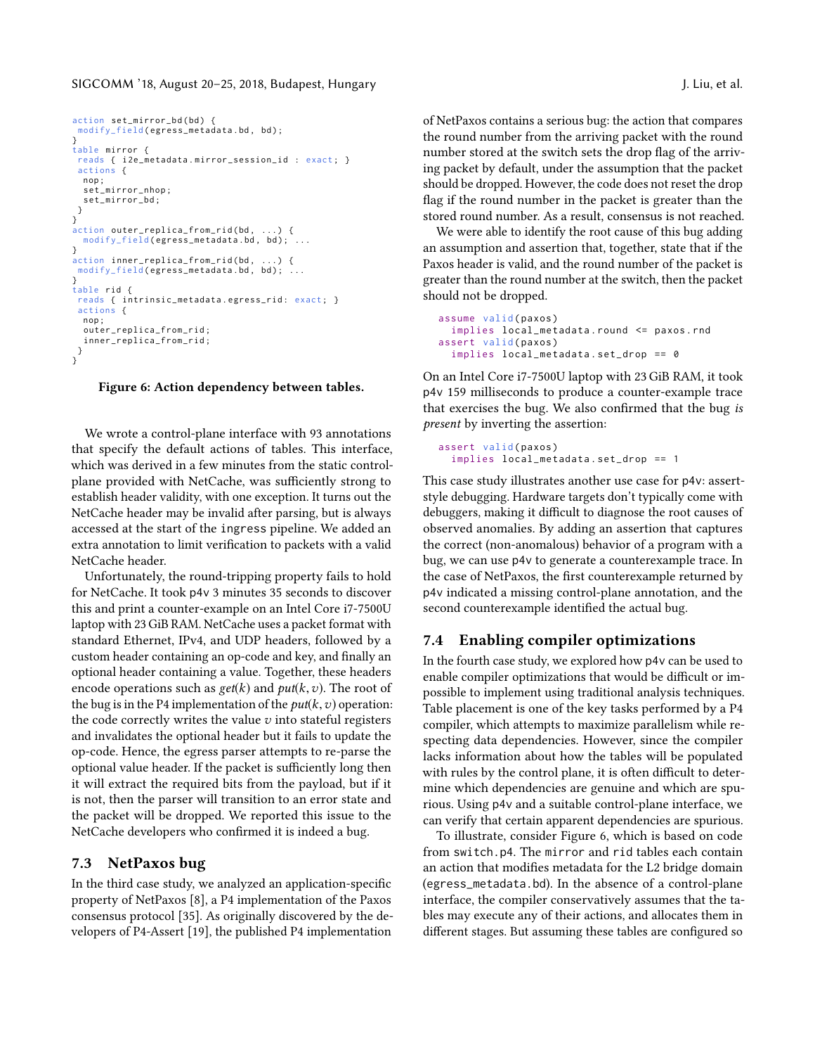```
action set_mirror_bd(bd) {
 modify_field(egress_metadata.bd, bd);
}
table mirror {
 reads { i2e_metadata.mirror_session_id : exact; }
 actions {
  nop;
  set_mirror_nhop;
  set_mirror_bd;
 }
}
action outer_replica_from_rid(bd, ...) {
  modify_field(egress_metadata.bd, bd); ...
}
action inner_replica_from_rid(bd, ...) {
 modify_field(egress_metadata.bd, bd); ...
}
table rid {
 reads { intrinsic_metadata.egress_rid: exact; }
 actions {
  nop;
  outer_replica_from_rid;
  inner_replica_from_rid;
 }
}
```

**Figure 6: Action dependency between tables.**

We wrote a control-plane interface with 93 annotations that specify the default actions of tables. This interface, which was derived in a few minutes from the static control-plane provided with NetCache, was sufficiently strong to establish header validity, with one exception. It turns out the NetCache header may be invalid after parsing, but is always accessed at the start of the `ingress` pipeline. We added an extra annotation to limit verification to packets with a valid NetCache header.

Unfortunately, the round-tripping property fails to hold for NetCache. It took p4v 3 minutes 35 seconds to discover this and print a counter-example on an Intel Core i7-7500U laptop with 23 GiB RAM. NetCache uses a packet format with standard Ethernet, IPv4, and UDP headers, followed by a custom header containing an op-code and key, and finally an optional header containing a value. Together, these headers encode operations such as *get*($k$) and *put*($k$, $v$). The root of the bug is in the P4 implementation of the *put*($k$, $v$) operation: the code correctly writes the value $v$ into stateful registers and invalidates the optional header but it fails to update the op-code. Hence, the egress parser attempts to re-parse the optional value header. If the packet is sufficiently long then it will extract the required bits from the payload, but if it is not, then the parser will transition to an error state and the packet will be dropped. We reported this issue to the NetCache developers who confirmed it is indeed a bug.

### 7.3 NetPaxos bug

In the third case study, we analyzed an application-specific property of NetPaxos [8], a P4 implementation of the Paxos consensus protocol [35]. As originally discovered by the developers of P4-Assert [19], the published P4 implementation of NetPaxos contains a serious bug: the action that compares the round number from the arriving packet with the round number stored at the switch sets the drop flag of the arriving packet by default, under the assumption that the packet should be dropped. However, the code does not reset the drop flag if the round number in the packet is greater than the stored round number. As a result, consensus is not reached.

We were able to identify the root cause of this bug adding an assumption and assertion that, together, state that if the Paxos header is valid, and the round number of the packet is greater than the round number at the switch, then the packet should not be dropped.

```
assume valid(paxos)
  implies local_metadata.round <= paxos.rnd
assert valid(paxos)
  implies local_metadata.set_drop == 0
```

On an Intel Core i7-7500U laptop with 23 GiB RAM, it took p4v 159 milliseconds to produce a counter-example trace that exercises the bug. We also confirmed that the bug *is present* by inverting the assertion:

```
assert valid(paxos)
  implies local_metadata.set_drop == 1
```

This case study illustrates another use case for p4v: assert-style debugging. Hardware targets don't typically come with debuggers, making it difficult to diagnose the root causes of observed anomalies. By adding an assertion that captures the correct (non-anomalous) behavior of a program with a bug, we can use p4v to generate a counterexample trace. In the case of NetPaxos, the first counterexample returned by p4v indicated a missing control-plane annotation, and the second counterexample identified the actual bug.

### 7.4 Enabling compiler optimizations

In the fourth case study, we explored how p4v can be used to enable compiler optimizations that would be difficult or impossible to implement using traditional analysis techniques. Table placement is one of the key tasks performed by a P4 compiler, which attempts to maximize parallelism while respecting data dependencies. However, since the compiler lacks information about how the tables will be populated with rules by the control plane, it is often difficult to determine which dependencies are genuine and which are spurious. Using p4v and a suitable control-plane interface, we can verify that certain apparent dependencies are spurious.

To illustrate, consider Figure 6, which is based on code from `switch.p4`. The `mirror` and `rid` tables each contain an action that modifies metadata for the L2 bridge domain (`egress_metadata.bd`). In the absence of a control-plane interface, the compiler conservatively assumes that the tables may execute any of their actions, and allocates them in different stages. But assuming these tables are configured so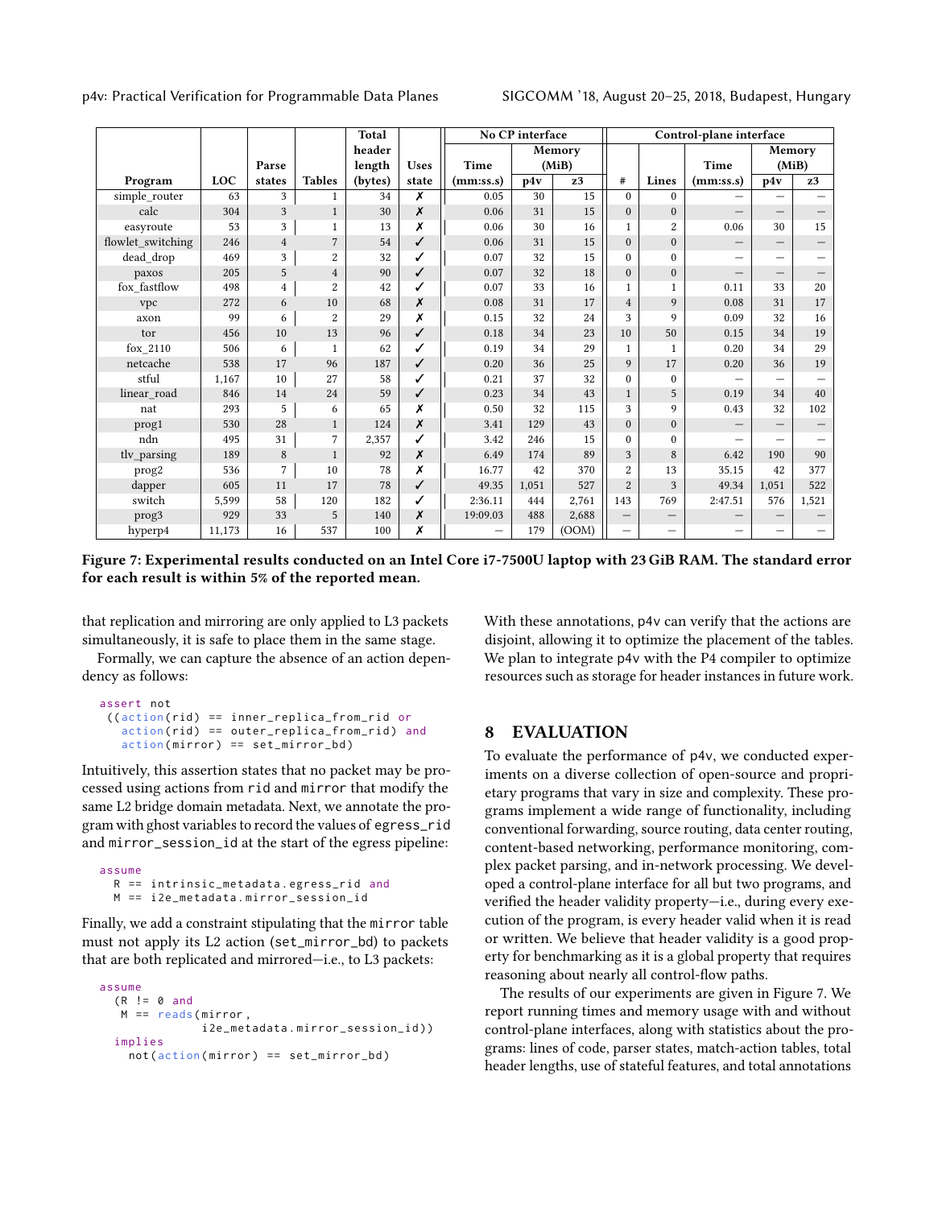| Program | LOC | Parse states | Tables | Total header length (bytes) | Uses state | No CP interface | | | Control-plane interface | | | | |
|---|---|---|---|---|---|---|---|---|---|---|---|---|---|
| | | | | | | Time (mm:ss.s) | Memory (MiB) p4v | Memory (MiB) z3 | # | Lines | Time (mm:ss.s) | Memory (MiB) p4v | Memory (MiB) z3 |
| simple_router | 63 | 3 | 1 | 34 | ✗ | 0.05 | 30 | 15 | 0 | 0 | — | — | — |
| calc | 304 | 3 | 1 | 30 | ✗ | 0.06 | 31 | 15 | 0 | 0 | — | — | — |
| easyroute | 53 | 3 | 1 | 13 | ✗ | 0.06 | 30 | 16 | 1 | 2 | 0.06 | 30 | 15 |
| flowlet_switching | 246 | 4 | 7 | 54 | ✓ | 0.06 | 31 | 15 | 0 | 0 | — | — | — |
| dead_drop | 469 | 3 | 2 | 32 | ✓ | 0.07 | 32 | 15 | 0 | 0 | — | — | — |
| paxos | 205 | 5 | 4 | 90 | ✓ | 0.07 | 32 | 18 | 0 | 0 | — | — | — |
| fox_fastflow | 498 | 4 | 2 | 42 | ✓ | 0.07 | 33 | 16 | 1 | 1 | 0.11 | 33 | 20 |
| vpc | 272 | 6 | 10 | 68 | ✗ | 0.08 | 31 | 17 | 4 | 9 | 0.08 | 31 | 17 |
| axon | 99 | 6 | 2 | 29 | ✗ | 0.15 | 32 | 24 | 3 | 9 | 0.09 | 32 | 16 |
| tor | 456 | 10 | 13 | 96 | ✓ | 0.18 | 34 | 23 | 10 | 50 | 0.15 | 34 | 19 |
| fox_2110 | 506 | 6 | 1 | 62 | ✓ | 0.19 | 34 | 29 | 1 | 1 | 0.20 | 34 | 29 |
| netcache | 538 | 17 | 96 | 187 | ✓ | 0.20 | 36 | 25 | 9 | 17 | 0.20 | 36 | 19 |
| stful | 1,167 | 10 | 27 | 58 | ✓ | 0.21 | 37 | 32 | 0 | 0 | — | — | — |
| linear_road | 846 | 14 | 24 | 59 | ✓ | 0.23 | 34 | 43 | 1 | 5 | 0.19 | 34 | 40 |
| nat | 293 | 5 | 6 | 65 | ✗ | 0.50 | 32 | 115 | 3 | 9 | 0.43 | 32 | 102 |
| prog1 | 530 | 28 | 1 | 124 | ✗ | 3.41 | 129 | 43 | 0 | 0 | — | — | — |
| ndn | 495 | 31 | 7 | 2,357 | ✓ | 3.42 | 246 | 15 | 0 | 0 | — | — | — |
| tlv_parsing | 189 | 8 | 1 | 92 | ✗ | 6.49 | 174 | 89 | 3 | 8 | 6.42 | 190 | 90 |
| prog2 | 536 | 7 | 10 | 78 | ✗ | 16.77 | 42 | 370 | 2 | 13 | 35.15 | 42 | 377 |
| dapper | 605 | 11 | 17 | 78 | ✓ | 49.35 | 1,051 | 527 | 2 | 3 | 49.34 | 1,051 | 522 |
| switch | 5,599 | 58 | 120 | 182 | ✓ | 2:36.11 | 444 | 2,761 | 143 | 769 | 2:47.51 | 576 | 1,521 |
| prog3 | 929 | 33 | 5 | 140 | ✗ | 19:09.03 | 488 | 2,688 | — | — | — | — | — |
| hyperp4 | 11,173 | 16 | 537 | 100 | ✗ | — | 179 | (OOM) | — | — | — | — | — |

**Figure 7: Experimental results conducted on an Intel Core i7-7500U laptop with 23 GiB RAM. The standard error for each result is within 5% of the reported mean.**

that replication and mirroring are only applied to L3 packets simultaneously, it is safe to place them in the same stage.

Formally, we can capture the absence of an action dependency as follows:

```
assert not
 ((action(rid) == inner_replica_from_rid or
   action(rid) == outer_replica_from_rid) and
   action(mirror) == set_mirror_bd)
```

Intuitively, this assertion states that no packet may be processed using actions from rid and mirror that modify the same L2 bridge domain metadata. Next, we annotate the program with ghost variables to record the values of egress_rid and mirror_session_id at the start of the egress pipeline:

```
assume
  R == intrinsic_metadata.egress_rid and
  M == i2e_metadata.mirror_session_id
```

Finally, we add a constraint stipulating that the mirror table must not apply its L2 action (set_mirror_bd) to packets that are both replicated and mirrored—i.e., to L3 packets:

```
assume
  (R != 0 and
   M == reads(mirror,
              i2e_metadata.mirror_session_id))
  implies
    not(action(mirror) == set_mirror_bd)
```

With these annotations, p4v can verify that the actions are disjoint, allowing it to optimize the placement of the tables. We plan to integrate p4v with the P4 compiler to optimize resources such as storage for header instances in future work.

## 8 EVALUATION

To evaluate the performance of p4v, we conducted experiments on a diverse collection of open-source and proprietary programs that vary in size and complexity. These programs implement a wide range of functionality, including conventional forwarding, source routing, data center routing, content-based networking, performance monitoring, complex packet parsing, and in-network processing. We developed a control-plane interface for all but two programs, and verified the header validity property—i.e., during every execution of the program, is every header valid when it is read or written. We believe that header validity is a good property for benchmarking as it is a global property that requires reasoning about nearly all control-flow paths.

The results of our experiments are given in Figure 7. We report running times and memory usage with and without control-plane interfaces, along with statistics about the programs: lines of code, parser states, match-action tables, total header lengths, use of stateful features, and total annotations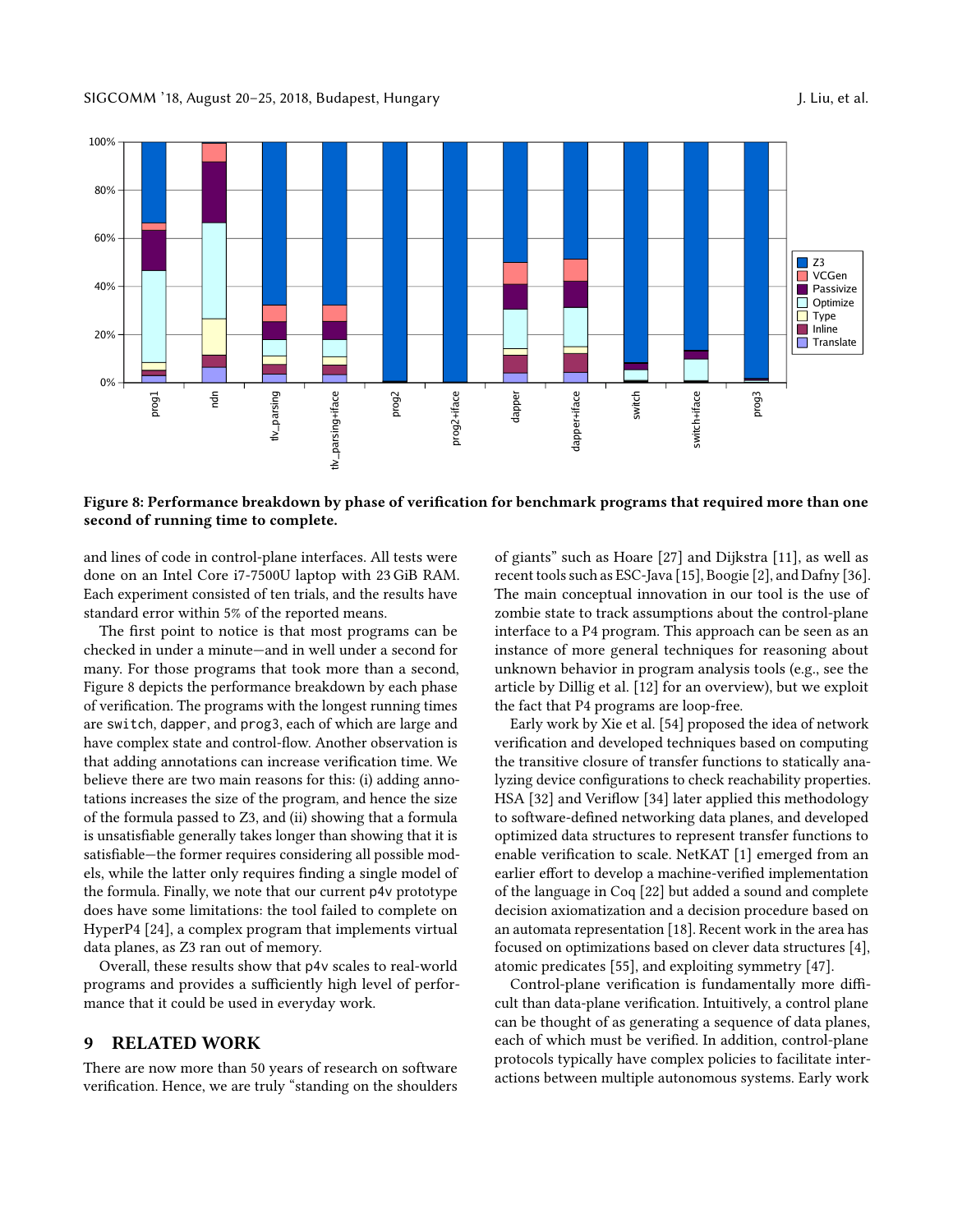Figure 8: Performance breakdown by phase of verification for benchmark programs that required more than one second of running time to complete.

and lines of code in control-plane interfaces. All tests were done on an Intel Core i7-7500U laptop with 23 GiB RAM. Each experiment consisted of ten trials, and the results have standard error within 5% of the reported means.

The first point to notice is that most programs can be checked in under a minute—and in well under a second for many. For those programs that took more than a second, Figure 8 depicts the performance breakdown by each phase of verification. The programs with the longest running times are `switch`, `dapper`, and `prog3`, each of which are large and have complex state and control-flow. Another observation is that adding annotations can increase verification time. We believe there are two main reasons for this: (i) adding annotations increases the size of the program, and hence the size of the formula passed to Z3, and (ii) showing that a formula is unsatisfiable generally takes longer than showing that it is satisfiable—the former requires considering all possible models, while the latter only requires finding a single model of the formula. Finally, we note that our current `p4v` prototype does have some limitations: the tool failed to complete on HyperP4 [24], a complex program that implements virtual data planes, as Z3 ran out of memory.

Overall, these results show that `p4v` scales to real-world programs and provides a sufficiently high level of performance that it could be used in everyday work.

## 9 RELATED WORK

There are now more than 50 years of research on software verification. Hence, we are truly "standing on the shoulders of giants" such as Hoare [27] and Dijkstra [11], as well as recent tools such as ESC-Java [15], Boogie [2], and Dafny [36]. The main conceptual innovation in our tool is the use of zombie state to track assumptions about the control-plane interface to a P4 program. This approach can be seen as an instance of more general techniques for reasoning about unknown behavior in program analysis tools (e.g., see the article by Dillig et al. [12] for an overview), but we exploit the fact that P4 programs are loop-free.

Early work by Xie et al. [54] proposed the idea of network verification and developed techniques based on computing the transitive closure of transfer functions to statically analyzing device configurations to check reachability properties. HSA [32] and Veriflow [34] later applied this methodology to software-defined networking data planes, and developed optimized data structures to represent transfer functions to enable verification to scale. NetKAT [1] emerged from an earlier effort to develop a machine-verified implementation of the language in Coq [22] but added a sound and complete decision axiomatization and a decision procedure based on an automata representation [18]. Recent work in the area has focused on optimizations based on clever data structures [4], atomic predicates [55], and exploiting symmetry [47].

Control-plane verification is fundamentally more difficult than data-plane verification. Intuitively, a control plane can be thought of as generating a sequence of data planes, each of which must be verified. In addition, control-plane protocols typically have complex policies to facilitate interactions between multiple autonomous systems. Early work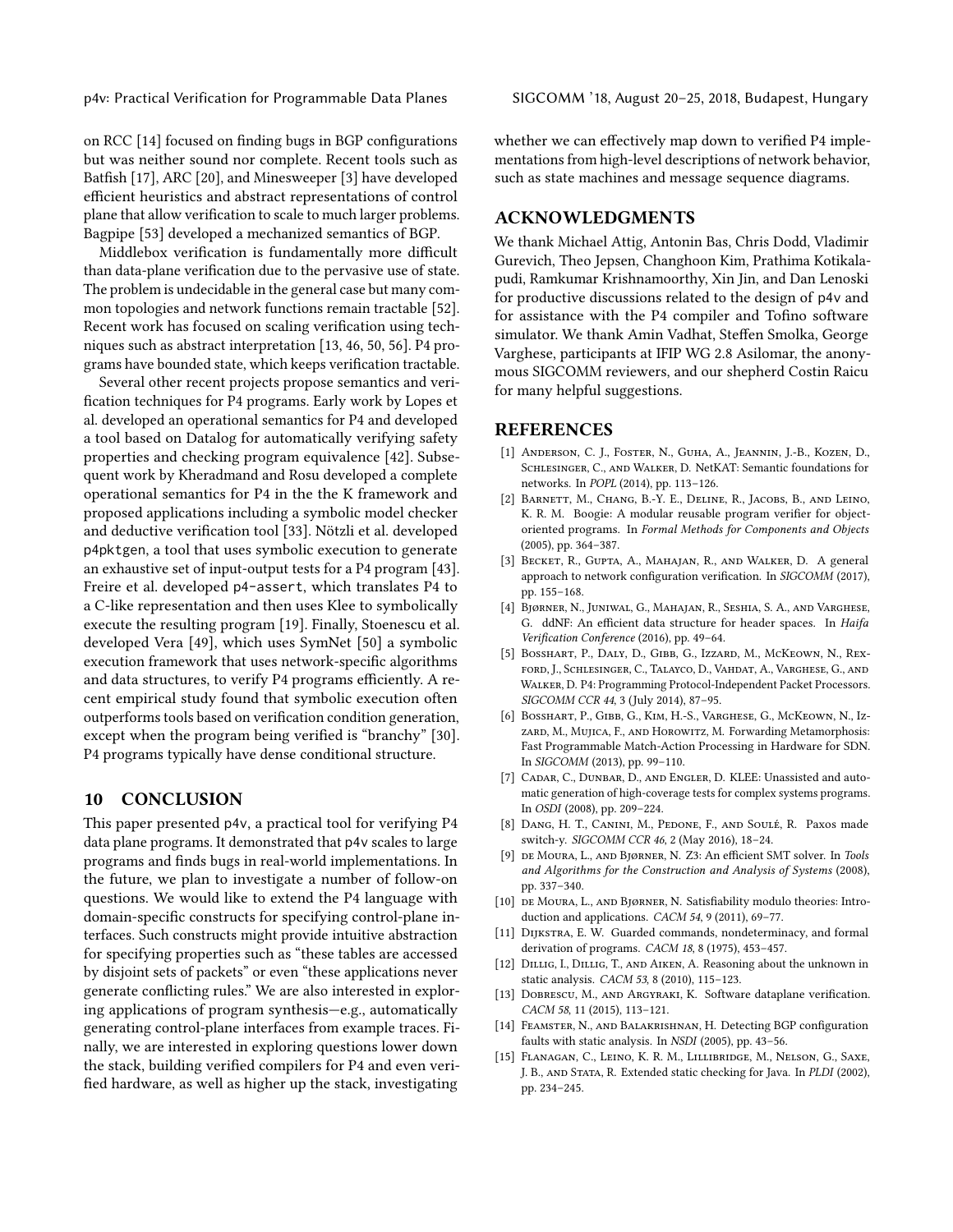on RCC [14] focused on finding bugs in BGP configurations but was neither sound nor complete. Recent tools such as Batfish [17], ARC [20], and Minesweeper [3] have developed efficient heuristics and abstract representations of control plane that allow verification to scale to much larger problems. Bagpipe [53] developed a mechanized semantics of BGP.

Middlebox verification is fundamentally more difficult than data-plane verification due to the pervasive use of state. The problem is undecidable in the general case but many common topologies and network functions remain tractable [52]. Recent work has focused on scaling verification using techniques such as abstract interpretation [13, 46, 50, 56]. P4 programs have bounded state, which keeps verification tractable.

Several other recent projects propose semantics and verification techniques for P4 programs. Early work by Lopes et al. developed an operational semantics for P4 and developed a tool based on Datalog for automatically verifying safety properties and checking program equivalence [42]. Subsequent work by Kheradmand and Rosu developed a complete operational semantics for P4 in the the K framework and proposed applications including a symbolic model checker and deductive verification tool [33]. Nötzli et al. developed `p4pktgen`, a tool that uses symbolic execution to generate an exhaustive set of input-output tests for a P4 program [43]. Freire et al. developed `p4-assert`, which translates P4 to a C-like representation and then uses Klee to symbolically execute the resulting program [19]. Finally, Stoenescu et al. developed Vera [49], which uses SymNet [50] a symbolic execution framework that uses network-specific algorithms and data structures, to verify P4 programs efficiently. A recent empirical study found that symbolic execution often outperforms tools based on verification condition generation, except when the program being verified is "branchy" [30]. P4 programs typically have dense conditional structure.

## 10 CONCLUSION

This paper presented `p4v`, a practical tool for verifying P4 data plane programs. It demonstrated that `p4v` scales to large programs and finds bugs in real-world implementations. In the future, we plan to investigate a number of follow-on questions. We would like to extend the P4 language with domain-specific constructs for specifying control-plane interfaces. Such constructs might provide intuitive abstraction for specifying properties such as "these tables are accessed by disjoint sets of packets" or even "these applications never generate conflicting rules." We are also interested in exploring applications of program synthesis—e.g., automatically generating control-plane interfaces from example traces. Finally, we are interested in exploring questions lower down the stack, building verified compilers for P4 and even verified hardware, as well as higher up the stack, investigating whether we can effectively map down to verified P4 implementations from high-level descriptions of network behavior, such as state machines and message sequence diagrams.

## ACKNOWLEDGMENTS

We thank Michael Attig, Antonin Bas, Chris Dodd, Vladimir Gurevich, Theo Jepsen, Changhoon Kim, Prathima Kotikalapudi, Ramkumar Krishnamoorthy, Xin Jin, and Dan Lenoski for productive discussions related to the design of `p4v` and for assistance with the P4 compiler and Tofino software simulator. We thank Amin Vadhat, Steffen Smolka, George Varghese, participants at IFIP WG 2.8 Asilomar, the anonymous SIGCOMM reviewers, and our shepherd Costin Raicu for many helpful suggestions.

## REFERENCES

[1] Anderson, C. J., Foster, N., Guha, A., Jeannin, J.-B., Kozen, D., Schlesinger, C., and Walker, D. NetKAT: Semantic foundations for networks. In *POPL* (2014), pp. 113–126.

[2] Barnett, M., Chang, B.-Y. E., Deline, R., Jacobs, B., and Leino, K. R. M. Boogie: A modular reusable program verifier for object-oriented programs. In *Formal Methods for Components and Objects* (2005), pp. 364–387.

[3] Becket, R., Gupta, A., Mahajan, R., and Walker, D. A general approach to network configuration verification. In *SIGCOMM* (2017), pp. 155–168.

[4] Bjørner, N., Juniwal, G., Mahajan, R., Seshia, S. A., and Varghese, G. ddNF: An efficient data structure for header spaces. In *Haifa Verification Conference* (2016), pp. 49–64.

[5] Bosshart, P., Daly, D., Gibb, G., Izzard, M., McKeown, N., Rexford, J., Schlesinger, C., Talayco, D., Vahdat, A., Varghese, G., and Walker, D. P4: Programming Protocol-Independent Packet Processors. *SIGCOMM CCR 44*, 3 (July 2014), 87–95.

[6] Bosshart, P., Gibb, G., Kim, H.-S., Varghese, G., McKeown, N., Izzard, M., Mujica, F., and Horowitz, M. Forwarding Metamorphosis: Fast Programmable Match-Action Processing in Hardware for SDN. In *SIGCOMM* (2013), pp. 99–110.

[7] Cadar, C., Dunbar, D., and Engler, D. KLEE: Unassisted and automatic generation of high-coverage tests for complex systems programs. In *OSDI* (2008), pp. 209–224.

[8] Dang, H. T., Canini, M., Pedone, F., and Soulé, R. Paxos made switch-y. *SIGCOMM CCR 46*, 2 (May 2016), 18–24.

[9] de Moura, L., and Bjørner, N. Z3: An efficient SMT solver. In *Tools and Algorithms for the Construction and Analysis of Systems* (2008), pp. 337–340.

[10] de Moura, L., and Bjørner, N. Satisfiability modulo theories: Introduction and applications. *CACM 54*, 9 (2011), 69–77.

[11] Dijkstra, E. W. Guarded commands, nondeterminacy, and formal derivation of programs. *CACM 18*, 8 (1975), 453–457.

[12] Dillig, I., Dillig, T., and Aiken, A. Reasoning about the unknown in static analysis. *CACM 53*, 8 (2010), 115–123.

[13] Dobrescu, M., and Argyraki, K. Software dataplane verification. *CACM 58*, 11 (2015), 113–121.

[14] Feamster, N., and Balakrishnan, H. Detecting BGP configuration faults with static analysis. In *NSDI* (2005), pp. 43–56.

[15] Flanagan, C., Leino, K. R. M., Lillibridge, M., Nelson, G., Saxe, J. B., and Stata, R. Extended static checking for Java. In *PLDI* (2002), pp. 234–245.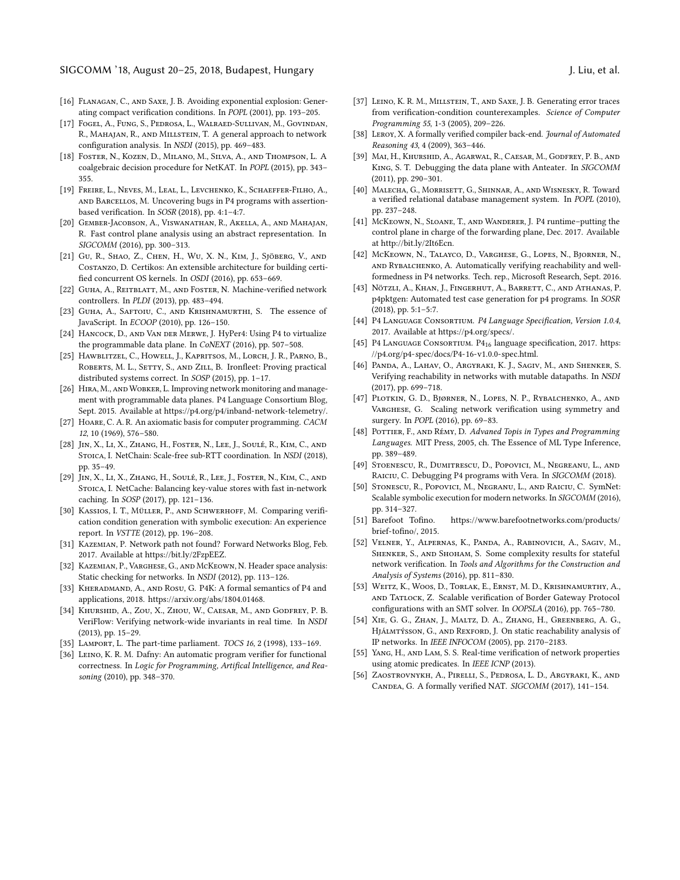[16] Flanagan, C., and Saxe, J. B. Avoiding exponential explosion: Generating compact verification conditions. In *POPL* (2001), pp. 193–205.

[17] Fogel, A., Fung, S., Pedrosa, L., Walraed-Sullivan, M., Govindan, R., Mahajan, R., and Millstein, T. A general approach to network configuration analysis. In *NSDI* (2015), pp. 469–483.

[18] Foster, N., Kozen, D., Milano, M., Silva, A., and Thompson, L. A coalgebraic decision procedure for NetKAT. In *POPL* (2015), pp. 343–355.

[19] Freire, L., Neves, M., Leal, L., Levchenko, K., Schaeffer-Filho, A., and Barcellos, M. Uncovering bugs in P4 programs with assertion-based verification. In *SOSR* (2018), pp. 4:1–4:7.

[20] Gember-Jacobson, A., Viswanathan, R., Akella, A., and Mahajan, R. Fast control plane analysis using an abstract representation. In *SIGCOMM* (2016), pp. 300–313.

[21] Gu, R., Shao, Z., Chen, H., Wu, X. N., Kim, J., Sjöberg, V., and Costanzo, D. Certikos: An extensible architecture for building certified concurrent OS kernels. In *OSDI* (2016), pp. 653–669.

[22] Guha, A., Reitblatt, M., and Foster, N. Machine-verified network controllers. In *PLDI* (2013), pp. 483–494.

[23] Guha, A., Saftoiu, C., and Krishnamurthi, S. The essence of JavaScript. In *ECOOP* (2010), pp. 126–150.

[24] Hancock, D., and Van der Merwe, J. HyPer4: Using P4 to virtualize the programmable data plane. In *CoNEXT* (2016), pp. 507–508.

[25] Hawblitzel, C., Howell, J., Kapritsos, M., Lorch, J. R., Parno, B., Roberts, M. L., Setty, S., and Zill, B. Ironfleet: Proving practical distributed systems correct. In *SOSP* (2015), pp. 1–17.

[26] Hira, M., and Wobker, L. Improving network monitoring and management with programmable data planes. P4 Language Consortium Blog, Sept. 2015. Available at https://p4.org/p4/inband-network-telemetry/.

[27] Hoare, C. A. R. An axiomatic basis for computer programming. *CACM 12*, 10 (1969), 576–580.

[28] Jin, X., Li, X., Zhang, H., Foster, N., Lee, J., Soulé, R., Kim, C., and Stoica, I. NetChain: Scale-free sub-RTT coordination. In *NSDI* (2018), pp. 35–49.

[29] Jin, X., Li, X., Zhang, H., Soulé, R., Lee, J., Foster, N., Kim, C., and Stoica, I. NetCache: Balancing key-value stores with fast in-network caching. In *SOSP* (2017), pp. 121–136.

[30] Kassios, I. T., Müller, P., and Schwerhoff, M. Comparing verification condition generation with symbolic execution: An experience report. In *VSTTE* (2012), pp. 196–208.

[31] Kazemian, P. Network path not found? Forward Networks Blog, Feb. 2017. Available at https://bit.ly/2FzpEEZ.

[32] Kazemian, P., Varghese, G., and McKeown, N. Header space analysis: Static checking for networks. In *NSDI* (2012), pp. 113–126.

[33] Kheradmand, A., and Rosu, G. P4K: A formal semantics of P4 and applications, 2018. https://arxiv.org/abs/1804.01468.

[34] Khurshid, A., Zou, X., Zhou, W., Caesar, M., and Godfrey, P. B. VeriFlow: Verifying network-wide invariants in real time. In *NSDI* (2013), pp. 15–29.

[35] Lamport, L. The part-time parliament. *TOCS 16*, 2 (1998), 133–169.

[36] Leino, K. R. M. Dafny: An automatic program verifier for functional correctness. In *Logic for Programming, Artifical Intelligence, and Reasoning* (2010), pp. 348–370.

[37] Leino, K. R. M., Millstein, T., and Saxe, J. B. Generating error traces from verification-condition counterexamples. *Science of Computer Programming 55*, 1-3 (2005), 209–226.

[38] Leroy, X. A formally verified compiler back-end. *Journal of Automated Reasoning 43*, 4 (2009), 363–446.

[39] Mai, H., Khurshid, A., Agarwal, R., Caesar, M., Godfrey, P. B., and King, S. T. Debugging the data plane with Anteater. In *SIGCOMM* (2011), pp. 290–301.

[40] Malecha, G., Morrisett, G., Shinnar, A., and Wisnesky, R. Toward a verified relational database management system. In *POPL* (2010), pp. 237–248.

[41] McKeown, N., Sloane, T., and Wanderer, J. P4 runtime–putting the control plane in charge of the forwarding plane, Dec. 2017. Available at http://bit.ly/2It6Ecn.

[42] McKeown, N., Talayco, D., Varghese, G., Lopes, N., Bjorner, N., and Rybalchenko, A. Automatically verifying reachability and well-formedness in P4 networks. Tech. rep., Microsoft Research, Sept. 2016.

[43] Nötzli, A., Khan, J., Fingerhut, A., Barrett, C., and Athanas, P. p4pktgen: Automated test case generation for p4 programs. In *SOSR* (2018), pp. 5:1–5:7.

[44] P4 Language Consortium. *P4 Language Specification, Version 1.0.4*, 2017. Available at https://p4.org/specs/.

[45] P4 Language Consortium. $P4_{16}$ language specification, 2017. https://p4.org/p4-spec/docs/P4-16-v1.0.0-spec.html.

[46] Panda, A., Lahav, O., Argyraki, K. J., Sagiv, M., and Shenker, S. Verifying reachability in networks with mutable datapaths. In *NSDI* (2017), pp. 699–718.

[47] Plotkin, G. D., Bjørner, N., Lopes, N. P., Rybalchenko, A., and Varghese, G. Scaling network verification using symmetry and surgery. In *POPL* (2016), pp. 69–83.

[48] Pottier, F., and Rémy, D. *Advanced Topis in Types and Programming Languages.* MIT Press, 2005, ch. The Essence of ML Type Inference, pp. 389–489.

[49] Stoenescu, R., Dumitrescu, D., Popovici, M., Negreanu, L., and Raiciu, C. Debugging P4 programs with Vera. In *SIGCOMM* (2018).

[50] Stonescu, R., Popovici, M., Negranu, L., and Raiciu, C. SymNet: Scalable symbolic execution for modern networks. In *SIGCOMM* (2016), pp. 314–327.

[51] Barefoot Tofino. https://www.barefootnetworks.com/products/brief-tofino/, 2015.

[52] Velner, Y., Alpernas, K., Panda, A., Rabinovich, A., Sagiv, M., Shenker, S., and Shoham, S. Some complexity results for stateful network verification. In *Tools and Algorithms for the Construction and Analysis of Systems* (2016), pp. 811–830.

[53] Weitz, K., Woos, D., Torlak, E., Ernst, M. D., Krishnamurthy, A., and Tatlock, Z. Scalable verification of Border Gateway Protocol configurations with an SMT solver. In *OOPSLA* (2016), pp. 765–780.

[54] Xie, G. G., Zhan, J., Maltz, D. A., Zhang, H., Greenberg, A. G., Hjálmtýsson, G., and Rexford, J. On static reachability analysis of IP networks. In *IEEE INFOCOM* (2005), pp. 2170–2183.

[55] Yang, H., and Lam, S. S. Real-time verification of network properties using atomic predicates. In *IEEE ICNP* (2013).

[56] Zaostrovnykh, A., Pirelli, S., Pedrosa, L. D., Argyraki, K., and Candea, G. A formally verified NAT. *SIGCOMM* (2017), 141–154.